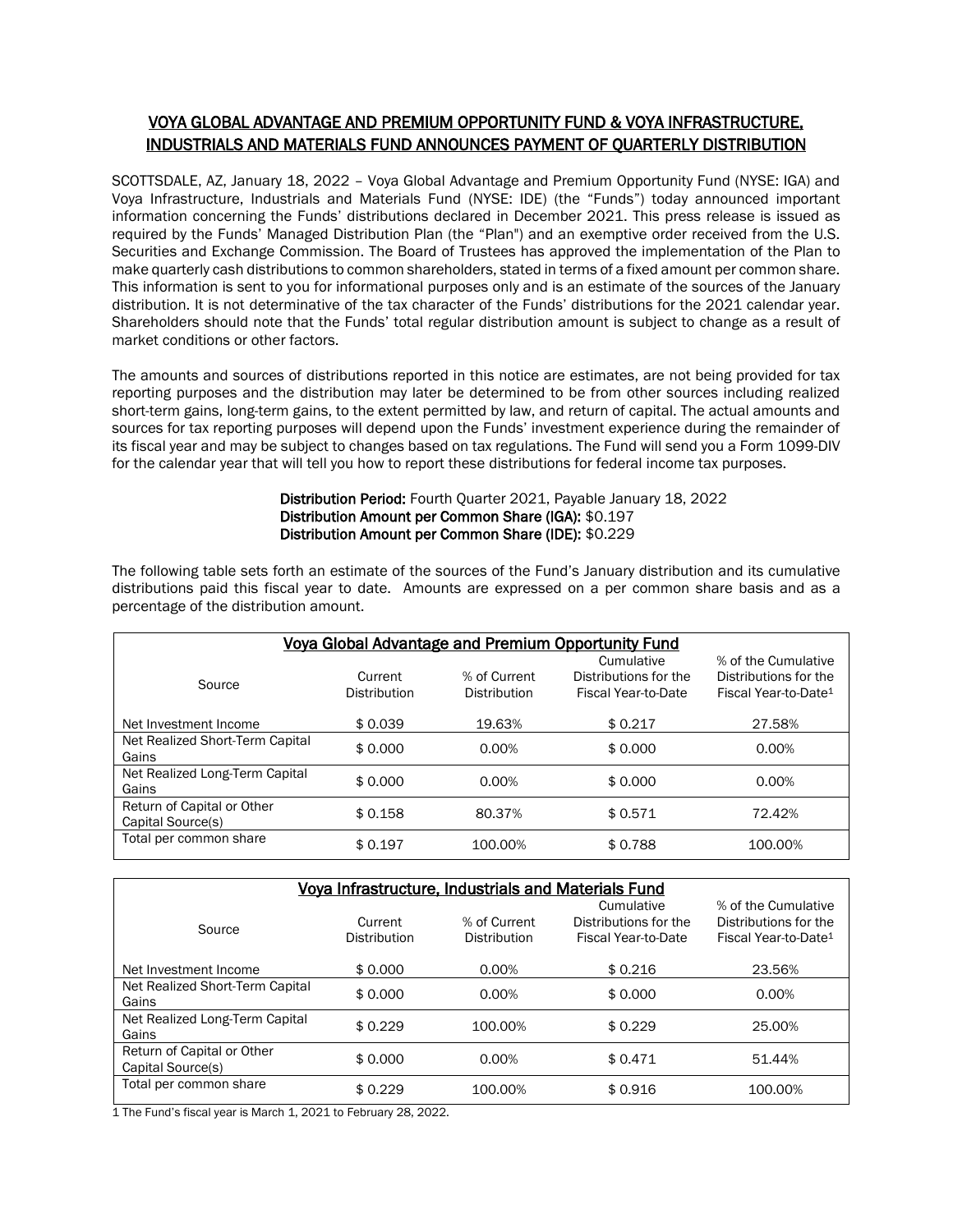# VOYA GLOBAL ADVANTAGE AND PREMIUM OPPORTUNITY FUND & VOYA INFRASTRUCTURE, INDUSTRIALS AND MATERIALS FUND ANNOUNCES PAYMENT OF QUARTERLY DISTRIBUTION

SCOTTSDALE, AZ, January 18, 2022 – Voya Global Advantage and Premium Opportunity Fund (NYSE: IGA) and Voya Infrastructure, Industrials and Materials Fund (NYSE: IDE) (the "Funds") today announced important information concerning the Funds' distributions declared in December 2021. This press release is issued as required by the Funds' Managed Distribution Plan (the "Plan") and an exemptive order received from the U.S. Securities and Exchange Commission. The Board of Trustees has approved the implementation of the Plan to make quarterly cash distributions to common shareholders, stated in terms of a fixed amount per common share. This information is sent to you for informational purposes only and is an estimate of the sources of the January distribution. It is not determinative of the tax character of the Funds' distributions for the 2021 calendar year. Shareholders should note that the Funds' total regular distribution amount is subject to change as a result of market conditions or other factors.

The amounts and sources of distributions reported in this notice are estimates, are not being provided for tax reporting purposes and the distribution may later be determined to be from other sources including realized short-term gains, long-term gains, to the extent permitted by law, and return of capital. The actual amounts and sources for tax reporting purposes will depend upon the Funds' investment experience during the remainder of its fiscal year and may be subject to changes based on tax regulations. The Fund will send you a Form 1099-DIV for the calendar year that will tell you how to report these distributions for federal income tax purposes.

**Distribution Period:** Fourth Quarter 2021, Payable January 18, 2022
**Distribution Amount per Common Share (IGA):** $0.197
**Distribution Amount per Common Share (IDE):** $0.229

The following table sets forth an estimate of the sources of the Fund's January distribution and its cumulative distributions paid this fiscal year to date. Amounts are expressed on a per common share basis and as a percentage of the distribution amount.

**Voya Global Advantage and Premium Opportunity Fund**

| Source | Current Distribution | % of Current Distribution | Cumulative Distributions for the Fiscal Year-to-Date | % of the Cumulative Distributions for the Fiscal Year-to-Date[1] |
|---|---|---|---|---|
| Net Investment Income | $ 0.039 | 19.63% | $ 0.217 | 27.58% |
| Net Realized Short-Term Capital Gains | $ 0.000 | 0.00% | $ 0.000 | 0.00% |
| Net Realized Long-Term Capital Gains | $ 0.000 | 0.00% | $ 0.000 | 0.00% |
| Return of Capital or Other Capital Source(s) | $ 0.158 | 80.37% | $ 0.571 | 72.42% |
| Total per common share | $ 0.197 | 100.00% | $ 0.788 | 100.00% |

**Voya Infrastructure, Industrials and Materials Fund**

| Source | Current Distribution | % of Current Distribution | Cumulative Distributions for the Fiscal Year-to-Date | % of the Cumulative Distributions for the Fiscal Year-to-Date[1] |
|---|---|---|---|---|
| Net Investment Income | $ 0.000 | 0.00% | $ 0.216 | 23.56% |
| Net Realized Short-Term Capital Gains | $ 0.000 | 0.00% | $ 0.000 | 0.00% |
| Net Realized Long-Term Capital Gains | $ 0.229 | 100.00% | $ 0.229 | 25.00% |
| Return of Capital or Other Capital Source(s) | $ 0.000 | 0.00% | $ 0.471 | 51.44% |
| Total per common share | $ 0.229 | 100.00% | $ 0.916 | 100.00% |

1 The Fund's fiscal year is March 1, 2021 to February 28, 2022.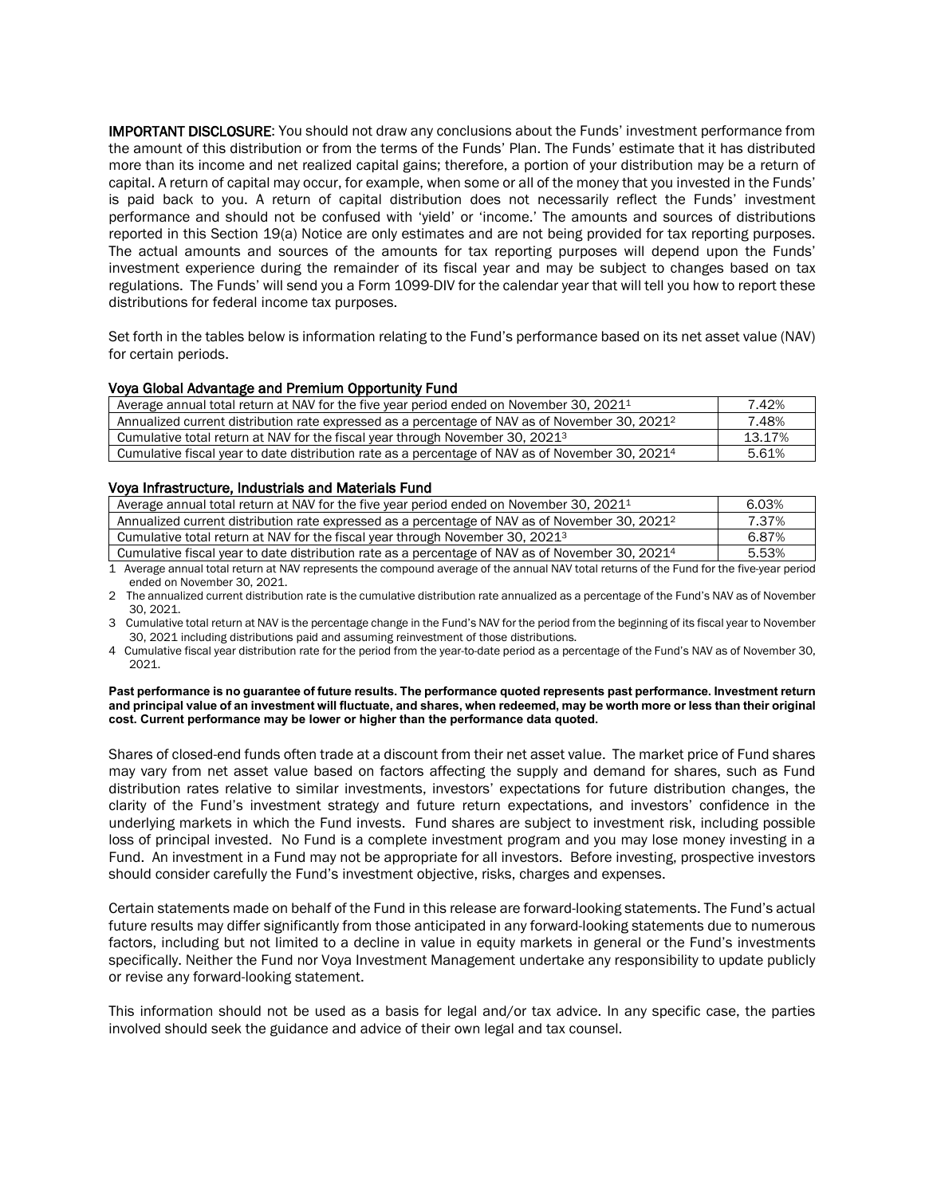**IMPORTANT DISCLOSURE**: You should not draw any conclusions about the Funds' investment performance from the amount of this distribution or from the terms of the Funds' Plan. The Funds' estimate that it has distributed more than its income and net realized capital gains; therefore, a portion of your distribution may be a return of capital. A return of capital may occur, for example, when some or all of the money that you invested in the Funds' is paid back to you. A return of capital distribution does not necessarily reflect the Funds' investment performance and should not be confused with 'yield' or 'income.' The amounts and sources of distributions reported in this Section 19(a) Notice are only estimates and are not being provided for tax reporting purposes. The actual amounts and sources of the amounts for tax reporting purposes will depend upon the Funds' investment experience during the remainder of its fiscal year and may be subject to changes based on tax regulations. The Funds' will send you a Form 1099-DIV for the calendar year that will tell you how to report these distributions for federal income tax purposes.

Set forth in the tables below is information relating to the Fund's performance based on its net asset value (NAV) for certain periods.

**Voya Global Advantage and Premium Opportunity Fund**

| | |
|---|---|
| Average annual total return at NAV for the five year period ended on November 30, 2021[1] | 7.42% |
| Annualized current distribution rate expressed as a percentage of NAV as of November 30, 2021[2] | 7.48% |
| Cumulative total return at NAV for the fiscal year through November 30, 2021[3] | 13.17% |
| Cumulative fiscal year to date distribution rate as a percentage of NAV as of November 30, 2021[4] | 5.61% |

**Voya Infrastructure, Industrials and Materials Fund**

| | |
|---|---|
| Average annual total return at NAV for the five year period ended on November 30, 2021[1] | 6.03% |
| Annualized current distribution rate expressed as a percentage of NAV as of November 30, 2021[2] | 7.37% |
| Cumulative total return at NAV for the fiscal year through November 30, 2021[3] | 6.87% |
| Cumulative fiscal year to date distribution rate as a percentage of NAV as of November 30, 2021[4] | 5.53% |

1 Average annual total return at NAV represents the compound average of the annual NAV total returns of the Fund for the five-year period ended on November 30, 2021.

2 The annualized current distribution rate is the cumulative distribution rate annualized as a percentage of the Fund's NAV as of November 30, 2021.

3 Cumulative total return at NAV is the percentage change in the Fund's NAV for the period from the beginning of its fiscal year to November 30, 2021 including distributions paid and assuming reinvestment of those distributions.

4 Cumulative fiscal year distribution rate for the period from the year-to-date period as a percentage of the Fund's NAV as of November 30, 2021.

**Past performance is no guarantee of future results. The performance quoted represents past performance. Investment return and principal value of an investment will fluctuate, and shares, when redeemed, may be worth more or less than their original cost. Current performance may be lower or higher than the performance data quoted.**

Shares of closed-end funds often trade at a discount from their net asset value. The market price of Fund shares may vary from net asset value based on factors affecting the supply and demand for shares, such as Fund distribution rates relative to similar investments, investors' expectations for future distribution changes, the clarity of the Fund's investment strategy and future return expectations, and investors' confidence in the underlying markets in which the Fund invests. Fund shares are subject to investment risk, including possible loss of principal invested. No Fund is a complete investment program and you may lose money investing in a Fund. An investment in a Fund may not be appropriate for all investors. Before investing, prospective investors should consider carefully the Fund's investment objective, risks, charges and expenses.

Certain statements made on behalf of the Fund in this release are forward-looking statements. The Fund's actual future results may differ significantly from those anticipated in any forward-looking statements due to numerous factors, including but not limited to a decline in value in equity markets in general or the Fund's investments specifically. Neither the Fund nor Voya Investment Management undertake any responsibility to update publicly or revise any forward-looking statement.

This information should not be used as a basis for legal and/or tax advice. In any specific case, the parties involved should seek the guidance and advice of their own legal and tax counsel.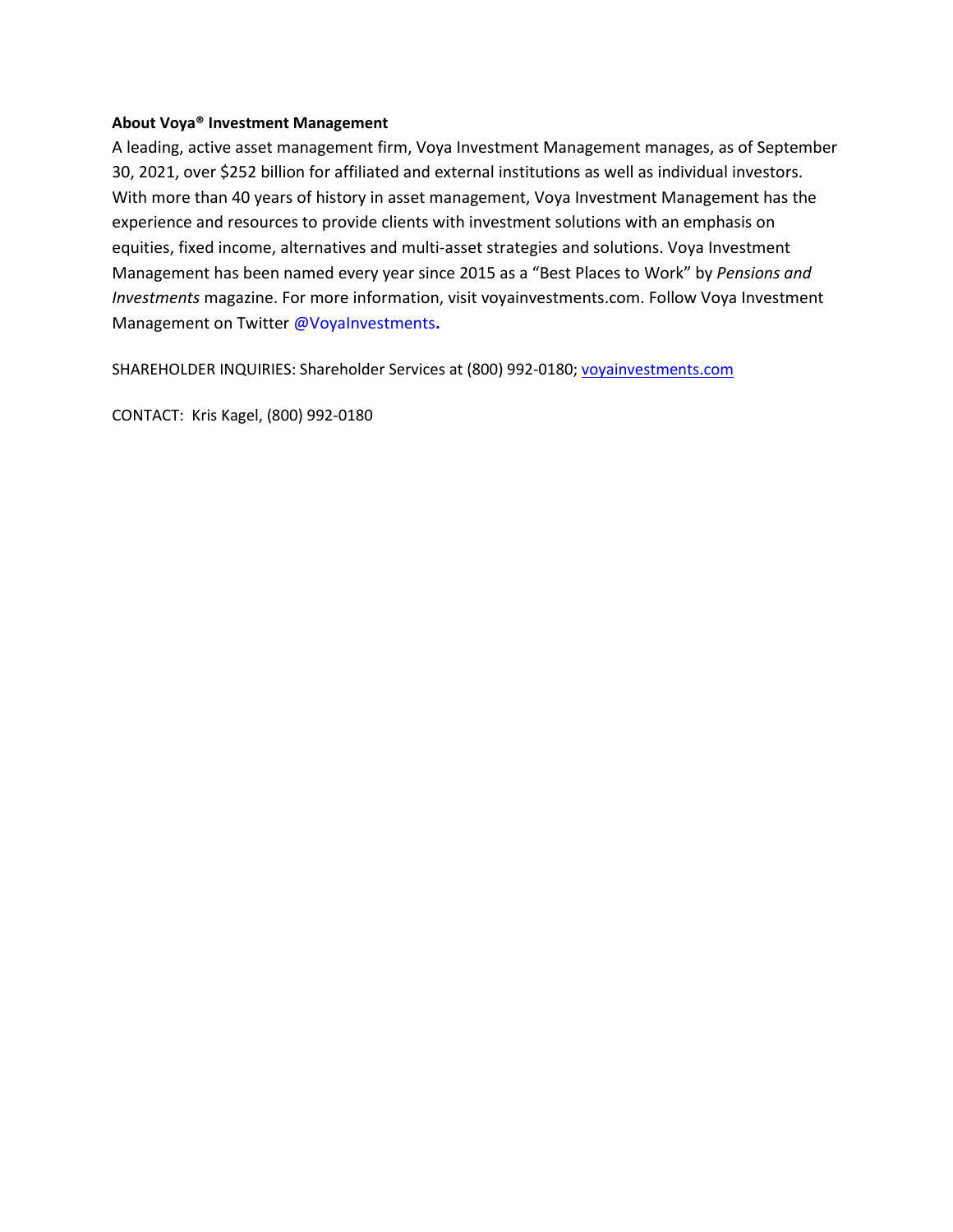**About Voya® Investment Management**

A leading, active asset management firm, Voya Investment Management manages, as of September 30, 2021, over $252 billion for affiliated and external institutions as well as individual investors. With more than 40 years of history in asset management, Voya Investment Management has the experience and resources to provide clients with investment solutions with an emphasis on equities, fixed income, alternatives and multi-asset strategies and solutions. Voya Investment Management has been named every year since 2015 as a "Best Places to Work" by *Pensions and Investments* magazine. For more information, visit voyainvestments.com. Follow Voya Investment Management on Twitter @VoyaInvestments**.**

SHAREHOLDER INQUIRIES: Shareholder Services at (800) 992-0180; voyainvestments.com

CONTACT: Kris Kagel, (800) 992-0180